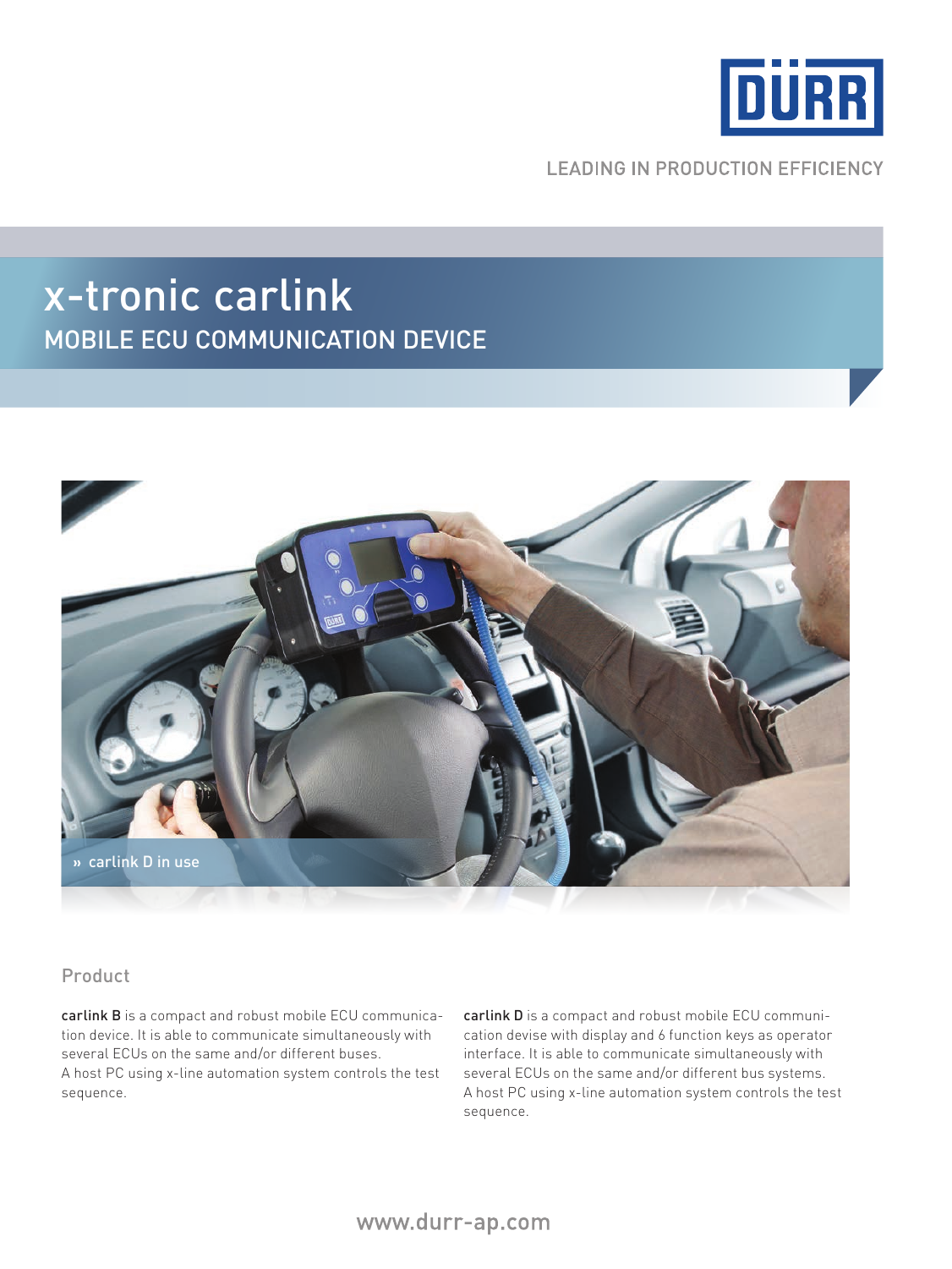LEADING IN PRODUCTION EFFICIENCY

# x-tronic carlink

## MOBILE ECU COMMUNICATION DEVICE

» carlink D in use

### Product

**carlink B** is a compact and robust mobile ECU communication device. It is able to communicate simultaneously with several ECUs on the same and/or different buses.
A host PC using x-line automation system controls the test sequence.

**carlink D** is a compact and robust mobile ECU communication devise with display and 6 function keys as operator interface. It is able to communicate simultaneously with several ECUs on the same and/or different bus systems.
A host PC using x-line automation system controls the test sequence.

www.durr-ap.com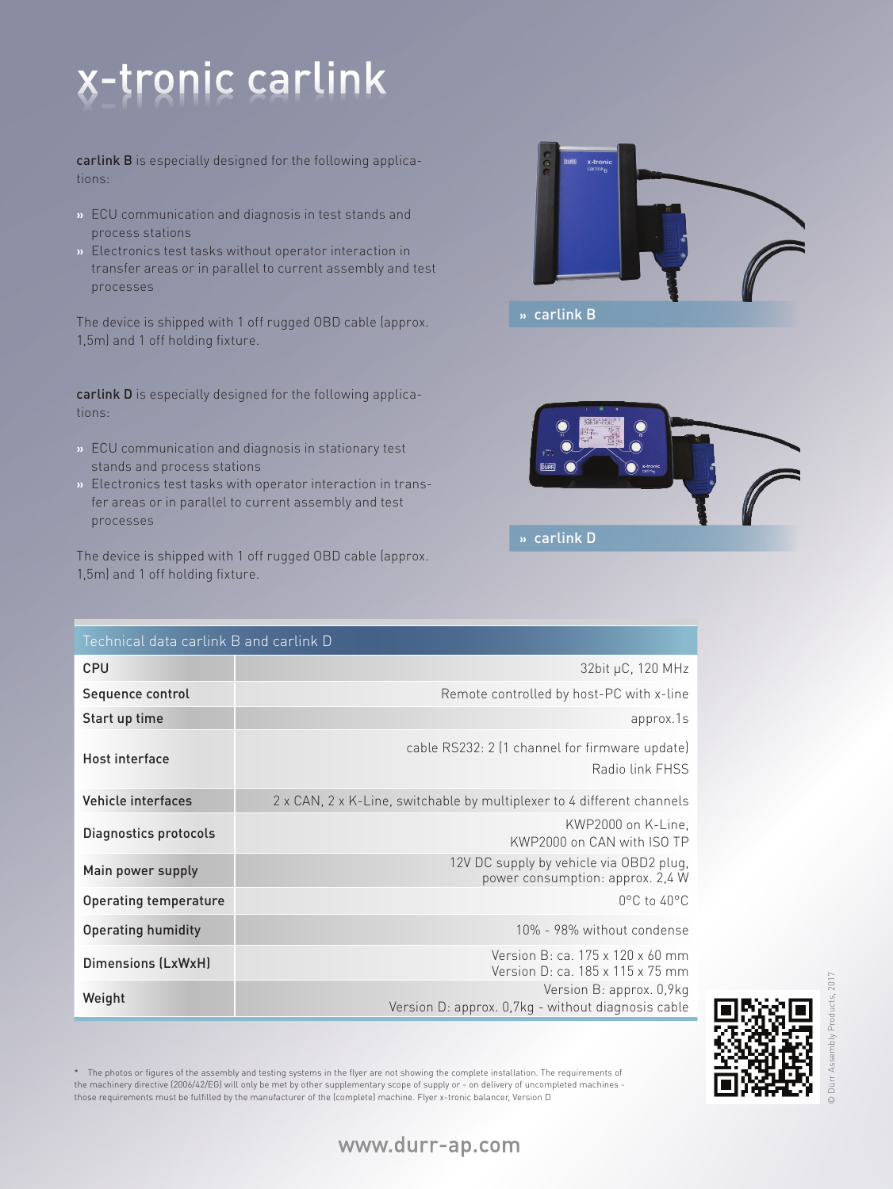# x-tronic carlink

**carlink B** is especially designed for the following applications:

- ECU communication and diagnosis in test stands and process stations
- Electronics test tasks without operator interaction in transfer areas or in parallel to current assembly and test processes

The device is shipped with 1 off rugged OBD cable (approx. 1,5m) and 1 off holding fixture.

» carlink B

**carlink D** is especially designed for the following applications:

- ECU communication and diagnosis in stationary test stands and process stations
- Electronics test tasks with operator interaction in transfer areas or in parallel to current assembly and test processes

The device is shipped with 1 off rugged OBD cable (approx. 1,5m) and 1 off holding fixture.

» carlink D

| Technical data carlink B and carlink D | |
|---|---|
| CPU | 32bit µC, 120 MHz |
| Sequence control | Remote controlled by host-PC with x-line |
| Start up time | approx.1s |
| Host interface | cable RS232: 2 (1 channel for firmware update)<br>Radio link FHSS |
| Vehicle interfaces | 2 x CAN, 2 x K-Line, switchable by multiplexer to 4 different channels |
| Diagnostics protocols | KWP2000 on K-Line,<br>KWP2000 on CAN with ISO TP |
| Main power supply | 12V DC supply by vehicle via OBD2 plug,<br>power consumption: approx. 2,4 W |
| Operating temperature | 0°C to 40°C |
| Operating humidity | 10% - 98% without condense |
| Dimensions (LxWxH) | Version B: ca. 175 x 120 x 60 mm<br>Version D: ca. 185 x 115 x 75 mm |
| Weight | Version B: approx. 0,9kg<br>Version D: approx. 0,7kg - without diagnosis cable |

* The photos or figures of the assembly and testing systems in the flyer are not showing the complete installation. The requirements of the machinery directive (2006/42/EG) will only be met by other supplementary scope of supply or - on delivery of uncompleted machines - those requirements must be fulfilled by the manufacturer of the (complete) machine. Flyer x-tronic balancer, Version D

© Dürr Assembly Products, 2017

www.durr-ap.com